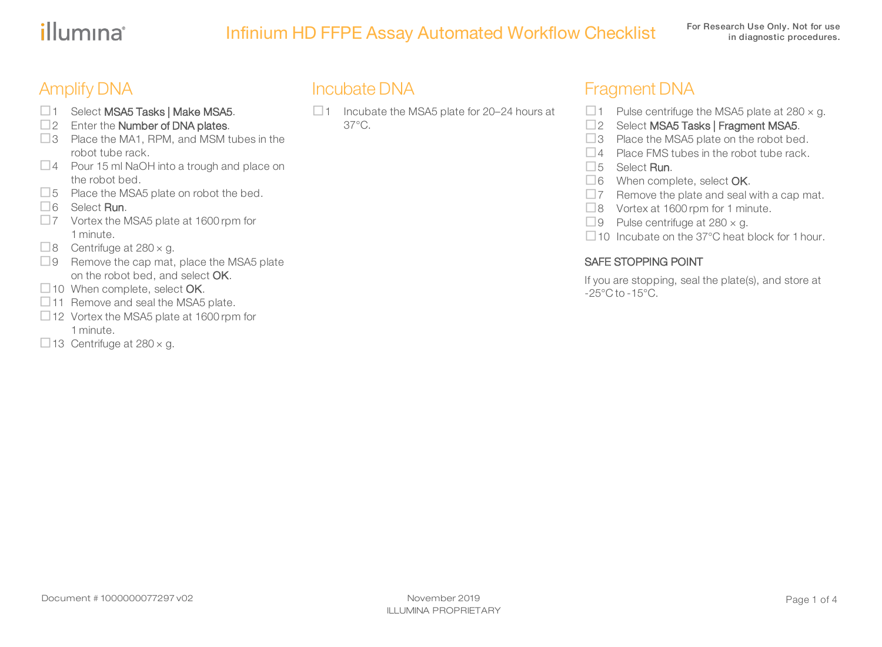# Infinium HD FFPE Assay Automated Workflow Checklist

For Research Use Only. Not for use in diagnostic procedures.

## Amplify DNA

- ☐ 1 Select **MSA5 Tasks | Make MSA5**.
- ☐ 2 Enter the **Number of DNA plates**.
- ☐ 3 Place the MA1, RPM, and MSM tubes in the robot tube rack.
- ☐ 4 Pour 15 ml NaOH into a trough and place on the robot bed.
- ☐ 5 Place the MSA5 plate on robot the bed.
- ☐ 6 Select **Run**.
- ☐ 7 Vortex the MSA5 plate at 1600 rpm for 1 minute.
- ☐ 8 Centrifuge at 280 × g.
- ☐ 9 Remove the cap mat, place the MSA5 plate on the robot bed, and select **OK**.
- ☐ 10 When complete, select **OK**.
- ☐ 11 Remove and seal the MSA5 plate.
- ☐ 12 Vortex the MSA5 plate at 1600 rpm for 1 minute.
- ☐ 13 Centrifuge at 280 × g.

## Incubate DNA

- ☐ 1 Incubate the MSA5 plate for 20–24 hours at 37°C.

## Fragment DNA

- ☐ 1 Pulse centrifuge the MSA5 plate at 280 × g.
- ☐ 2 Select **MSA5 Tasks | Fragment MSA5**.
- ☐ 3 Place the MSA5 plate on the robot bed.
- ☐ 4 Place FMS tubes in the robot tube rack.
- ☐ 5 Select **Run**.
- ☐ 6 When complete, select **OK**.
- ☐ 7 Remove the plate and seal with a cap mat.
- ☐ 8 Vortex at 1600 rpm for 1 minute.
- ☐ 9 Pulse centrifuge at 280 × g.
- ☐ 10 Incubate on the 37°C heat block for 1 hour.

### SAFE STOPPING POINT

If you are stopping, seal the plate(s), and store at -25°C to -15°C.

Document # 1000000077297 v02

November 2019

ILLUMINA PROPRIETARY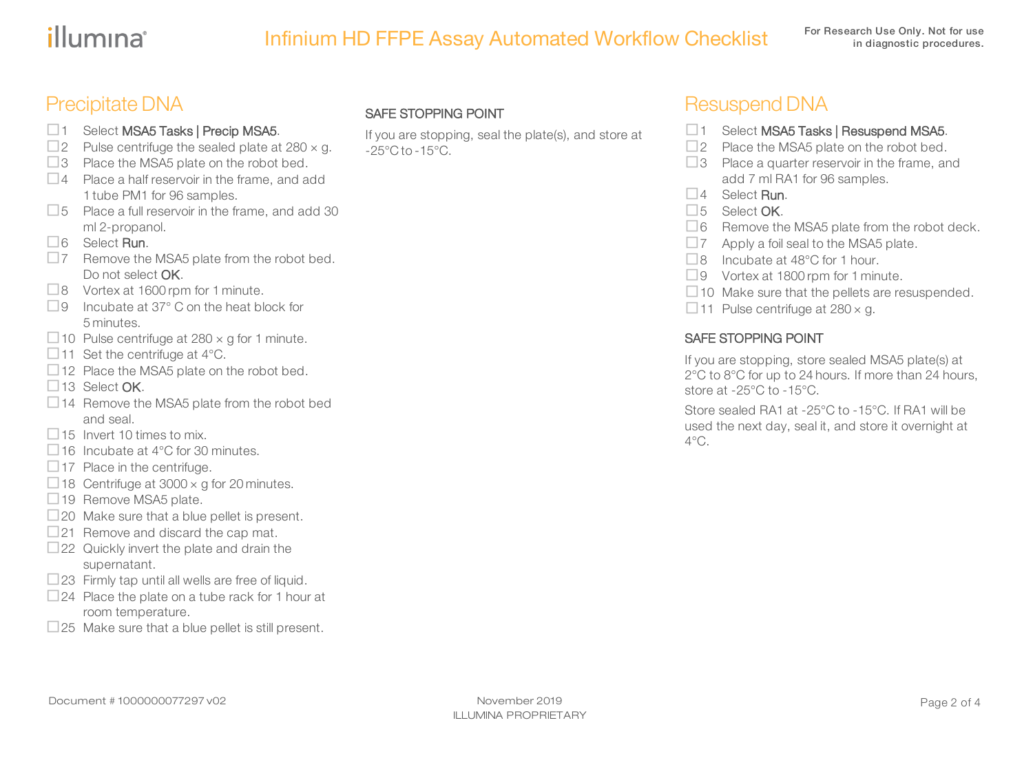## Precipitate DNA

- ☐ 1 Select **MSA5 Tasks | Precip MSA5**.
- ☐ 2 Pulse centrifuge the sealed plate at 280 × g.
- ☐ 3 Place the MSA5 plate on the robot bed.
- ☐ 4 Place a half reservoir in the frame, and add 1 tube PM1 for 96 samples.
- ☐ 5 Place a full reservoir in the frame, and add 30 ml 2-propanol.
- ☐ 6 Select **Run**.
- ☐ 7 Remove the MSA5 plate from the robot bed. Do not select **OK**.
- ☐ 8 Vortex at 1600 rpm for 1 minute.
- ☐ 9 Incubate at 37° C on the heat block for 5 minutes.
- ☐ 10 Pulse centrifuge at 280 × g for 1 minute.
- ☐ 11 Set the centrifuge at 4°C.
- ☐ 12 Place the MSA5 plate on the robot bed.
- ☐ 13 Select **OK**.
- ☐ 14 Remove the MSA5 plate from the robot bed and seal.
- ☐ 15 Invert 10 times to mix.
- ☐ 16 Incubate at 4°C for 30 minutes.
- ☐ 17 Place in the centrifuge.
- ☐ 18 Centrifuge at 3000 × g for 20 minutes.
- ☐ 19 Remove MSA5 plate.
- ☐ 20 Make sure that a blue pellet is present.
- ☐ 21 Remove and discard the cap mat.
- ☐ 22 Quickly invert the plate and drain the supernatant.
- ☐ 23 Firmly tap until all wells are free of liquid.
- ☐ 24 Place the plate on a tube rack for 1 hour at room temperature.
- ☐ 25 Make sure that a blue pellet is still present.

### SAFE STOPPING POINT

If you are stopping, seal the plate(s), and store at -25°C to -15°C.

## Resuspend DNA

- ☐ 1 Select **MSA5 Tasks | Resuspend MSA5**.
- ☐ 2 Place the MSA5 plate on the robot bed.
- ☐ 3 Place a quarter reservoir in the frame, and add 7 ml RA1 for 96 samples.
- ☐ 4 Select **Run**.
- ☐ 5 Select **OK**.
- ☐ 6 Remove the MSA5 plate from the robot deck.
- ☐ 7 Apply a foil seal to the MSA5 plate.
- ☐ 8 Incubate at 48°C for 1 hour.
- ☐ 9 Vortex at 1800 rpm for 1 minute.
- ☐ 10 Make sure that the pellets are resuspended.
- ☐ 11 Pulse centrifuge at 280 × g.

### SAFE STOPPING POINT

If you are stopping, store sealed MSA5 plate(s) at 2°C to 8°C for up to 24 hours. If more than 24 hours, store at -25°C to -15°C.

Store sealed RA1 at -25°C to -15°C. If RA1 will be used the next day, seal it, and store it overnight at 4°C.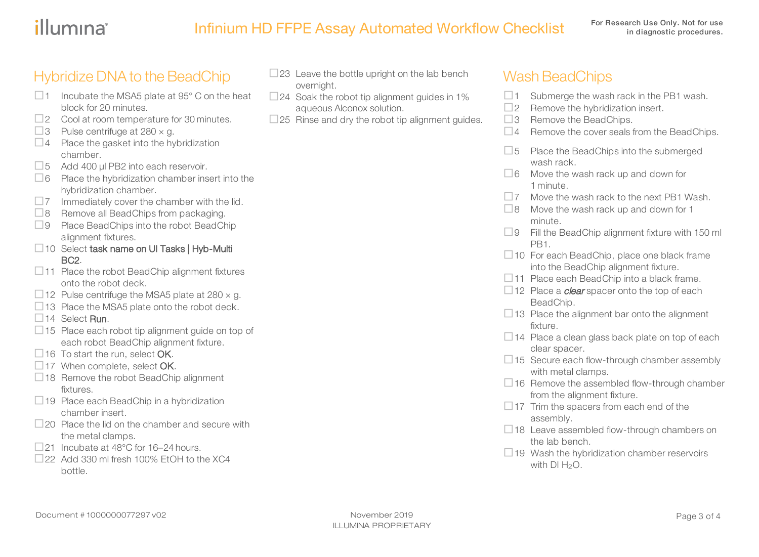## Hybridize DNA to the BeadChip

- ☐ 1 Incubate the MSA5 plate at 95° C on the heat block for 20 minutes.
- ☐ 2 Cool at room temperature for 30 minutes.
- ☐ 3 Pulse centrifuge at 280 × g.
- ☐ 4 Place the gasket into the hybridization chamber.
- ☐ 5 Add 400 µl PB2 into each reservoir.
- ☐ 6 Place the hybridization chamber insert into the hybridization chamber.
- ☐ 7 Immediately cover the chamber with the lid.
- ☐ 8 Remove all BeadChips from packaging.
- ☐ 9 Place BeadChips into the robot BeadChip alignment fixtures.
- ☐ 10 Select task name on UI Tasks | Hyb-Multi BC2.
- ☐ 11 Place the robot BeadChip alignment fixtures onto the robot deck.
- ☐ 12 Pulse centrifuge the MSA5 plate at 280 × g.
- ☐ 13 Place the MSA5 plate onto the robot deck.
- ☐ 14 Select Run.
- ☐ 15 Place each robot tip alignment guide on top of each robot BeadChip alignment fixture.
- ☐ 16 To start the run, select OK.
- ☐ 17 When complete, select OK.
- ☐ 18 Remove the robot BeadChip alignment fixtures.
- ☐ 19 Place each BeadChip in a hybridization chamber insert.
- ☐ 20 Place the lid on the chamber and secure with the metal clamps.
- ☐ 21 Incubate at 48°C for 16–24 hours.
- ☐ 22 Add 330 ml fresh 100% EtOH to the XC4 bottle.
- ☐ 23 Leave the bottle upright on the lab bench overnight.
- ☐ 24 Soak the robot tip alignment guides in 1% aqueous Alconox solution.
- ☐ 25 Rinse and dry the robot tip alignment guides.

## Wash BeadChips

- ☐ 1 Submerge the wash rack in the PB1 wash.
- ☐ 2 Remove the hybridization insert.
- ☐ 3 Remove the BeadChips.
- ☐ 4 Remove the cover seals from the BeadChips.
- ☐ 5 Place the BeadChips into the submerged wash rack.
- ☐ 6 Move the wash rack up and down for 1 minute.
- ☐ 7 Move the wash rack to the next PB1 Wash.
- ☐ 8 Move the wash rack up and down for 1 minute.
- ☐ 9 Fill the BeadChip alignment fixture with 150 ml PB1.
- ☐ 10 For each BeadChip, place one black frame into the BeadChip alignment fixture.
- ☐ 11 Place each BeadChip into a black frame.
- ☐ 12 Place a ***clear*** spacer onto the top of each BeadChip.
- ☐ 13 Place the alignment bar onto the alignment fixture.
- ☐ 14 Place a clean glass back plate on top of each clear spacer.
- ☐ 15 Secure each flow-through chamber assembly with metal clamps.
- ☐ 16 Remove the assembled flow-through chamber from the alignment fixture.
- ☐ 17 Trim the spacers from each end of the assembly.
- ☐ 18 Leave assembled flow-through chambers on the lab bench.
- ☐ 19 Wash the hybridization chamber reservoirs with DI $H_2O$.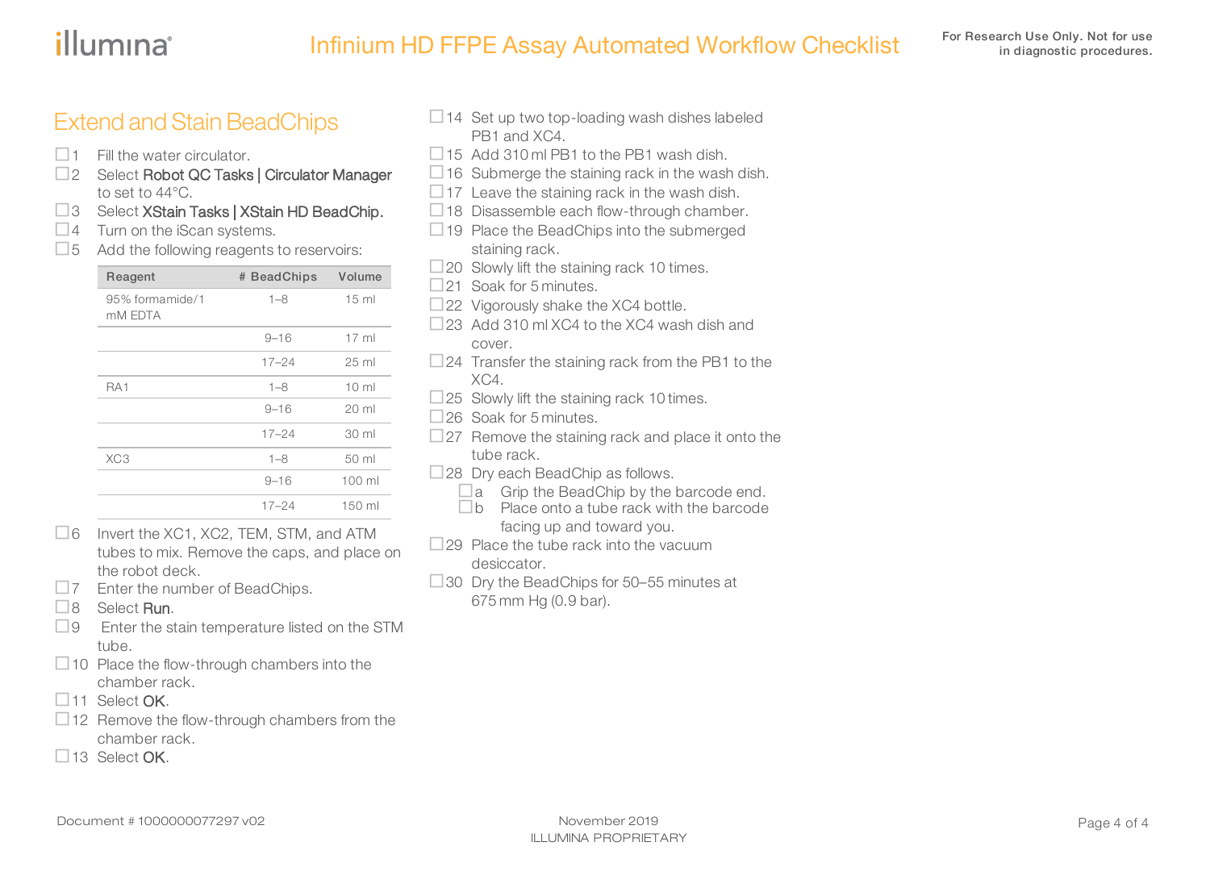## Extend and Stain BeadChips

- ☐ 1 Fill the water circulator.
- ☐ 2 Select **Robot QC Tasks | Circulator Manager** to set to 44°C.
- ☐ 3 Select **XStain Tasks | XStain HD BeadChip**.
- ☐ 4 Turn on the iScan systems.
- ☐ 5 Add the following reagents to reservoirs:

| Reagent | # BeadChips | Volume |
|---|---|---|
| 95% formamide/1 mM EDTA | 1–8 | 15 ml |
| | 9–16 | 17 ml |
| | 17–24 | 25 ml |
| RA1 | 1–8 | 10 ml |
| | 9–16 | 20 ml |
| | 17–24 | 30 ml |
| XC3 | 1–8 | 50 ml |
| | 9–16 | 100 ml |
| | 17–24 | 150 ml |

- ☐ 6 Invert the XC1, XC2, TEM, STM, and ATM tubes to mix. Remove the caps, and place on the robot deck.
- ☐ 7 Enter the number of BeadChips.
- ☐ 8 Select **Run**.
- ☐ 9 Enter the stain temperature listed on the STM tube.
- ☐ 10 Place the flow-through chambers into the chamber rack.
- ☐ 11 Select **OK**.
- ☐ 12 Remove the flow-through chambers from the chamber rack.
- ☐ 13 Select **OK**.
- ☐ 14 Set up two top-loading wash dishes labeled PB1 and XC4.
- ☐ 15 Add 310 ml PB1 to the PB1 wash dish.
- ☐ 16 Submerge the staining rack in the wash dish.
- ☐ 17 Leave the staining rack in the wash dish.
- ☐ 18 Disassemble each flow-through chamber.
- ☐ 19 Place the BeadChips into the submerged staining rack.
- ☐ 20 Slowly lift the staining rack 10 times.
- ☐ 21 Soak for 5 minutes.
- ☐ 22 Vigorously shake the XC4 bottle.
- ☐ 23 Add 310 ml XC4 to the XC4 wash dish and cover.
- ☐ 24 Transfer the staining rack from the PB1 to the XC4.
- ☐ 25 Slowly lift the staining rack 10 times.
- ☐ 26 Soak for 5 minutes.
- ☐ 27 Remove the staining rack and place it onto the tube rack.
- ☐ 28 Dry each BeadChip as follows.
  - ☐ a Grip the BeadChip by the barcode end.
  - ☐ b Place onto a tube rack with the barcode facing up and toward you.
- ☐ 29 Place the tube rack into the vacuum desiccator.
- ☐ 30 Dry the BeadChips for 50–55 minutes at 675 mm Hg (0.9 bar).

Document # 1000000077297 v02

November 2019
ILLUMINA PROPRIETARY